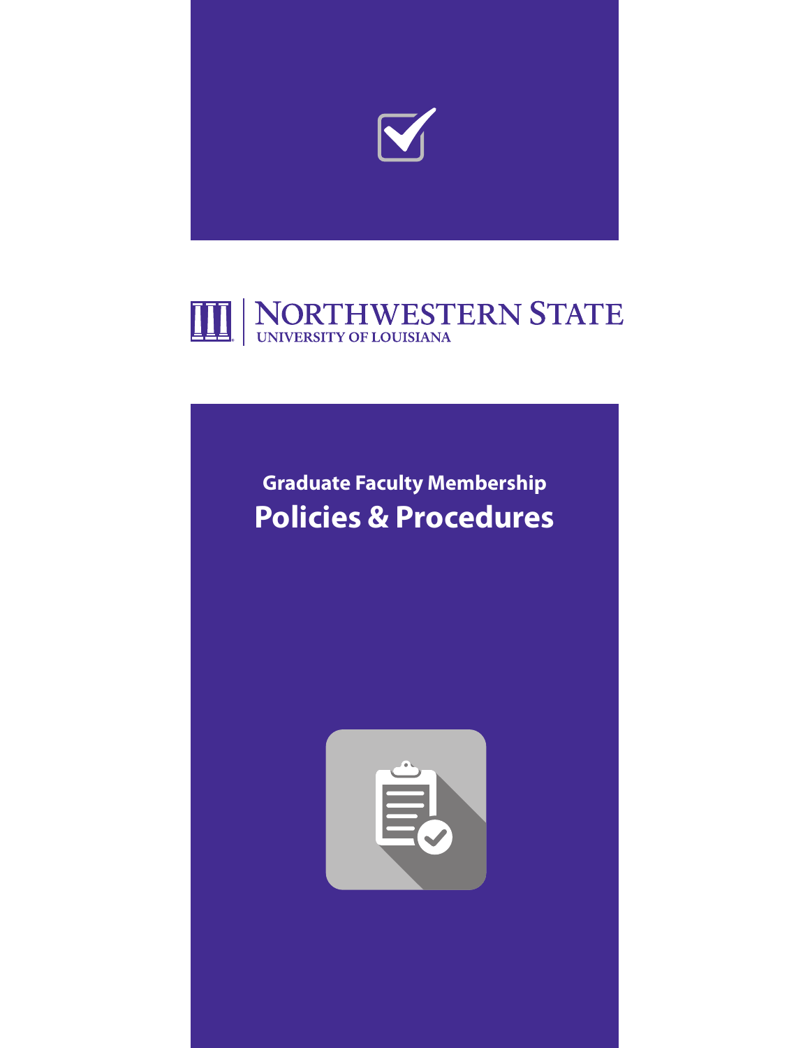NORTHWESTERN STATE
UNIVERSITY OF LOUISIANA

# Graduate Faculty Membership
# Policies & Procedures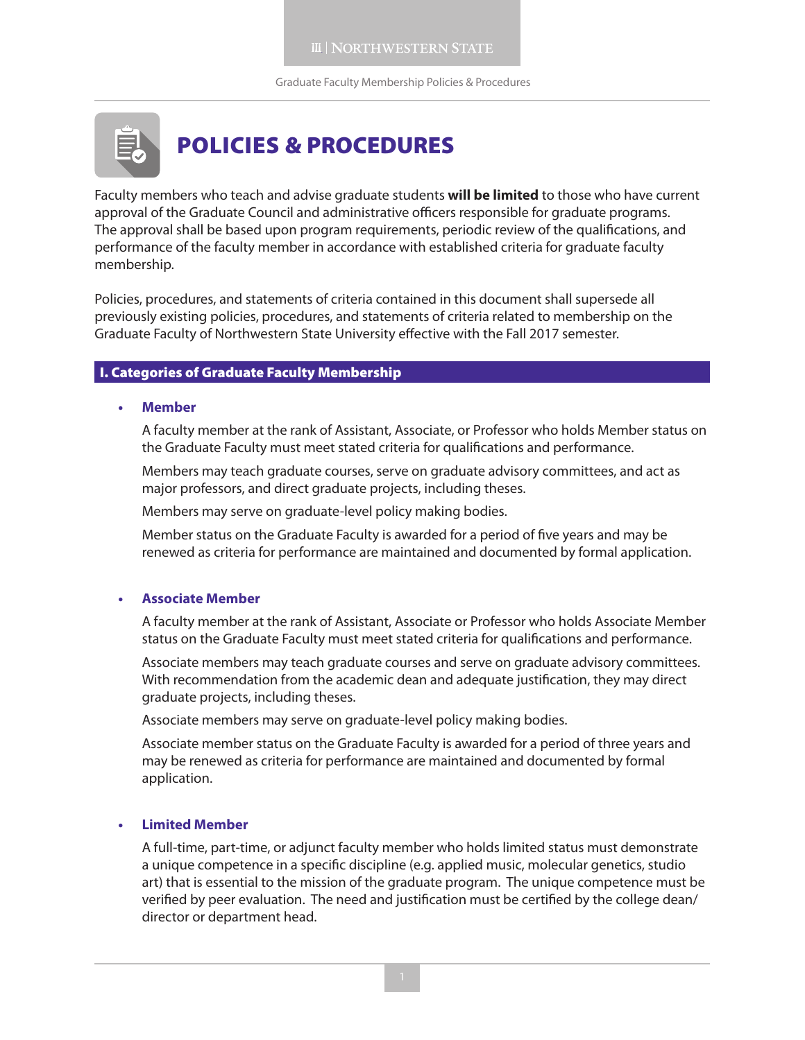# POLICIES & PROCEDURES

Faculty members who teach and advise graduate students **will be limited** to those who have current approval of the Graduate Council and administrative officers responsible for graduate programs. The approval shall be based upon program requirements, periodic review of the qualifications, and performance of the faculty member in accordance with established criteria for graduate faculty membership.

Policies, procedures, and statements of criteria contained in this document shall supersede all previously existing policies, procedures, and statements of criteria related to membership on the Graduate Faculty of Northwestern State University effective with the Fall 2017 semester.

## I. Categories of Graduate Faculty Membership

- **Member**

  A faculty member at the rank of Assistant, Associate, or Professor who holds Member status on the Graduate Faculty must meet stated criteria for qualifications and performance.

  Members may teach graduate courses, serve on graduate advisory committees, and act as major professors, and direct graduate projects, including theses.

  Members may serve on graduate-level policy making bodies.

  Member status on the Graduate Faculty is awarded for a period of five years and may be renewed as criteria for performance are maintained and documented by formal application.

- **Associate Member**

  A faculty member at the rank of Assistant, Associate or Professor who holds Associate Member status on the Graduate Faculty must meet stated criteria for qualifications and performance.

  Associate members may teach graduate courses and serve on graduate advisory committees. With recommendation from the academic dean and adequate justification, they may direct graduate projects, including theses.

  Associate members may serve on graduate-level policy making bodies.

  Associate member status on the Graduate Faculty is awarded for a period of three years and may be renewed as criteria for performance are maintained and documented by formal application.

- **Limited Member**

  A full-time, part-time, or adjunct faculty member who holds limited status must demonstrate a unique competence in a specific discipline (e.g. applied music, molecular genetics, studio art) that is essential to the mission of the graduate program. The unique competence must be verified by peer evaluation. The need and justification must be certified by the college dean/director or department head.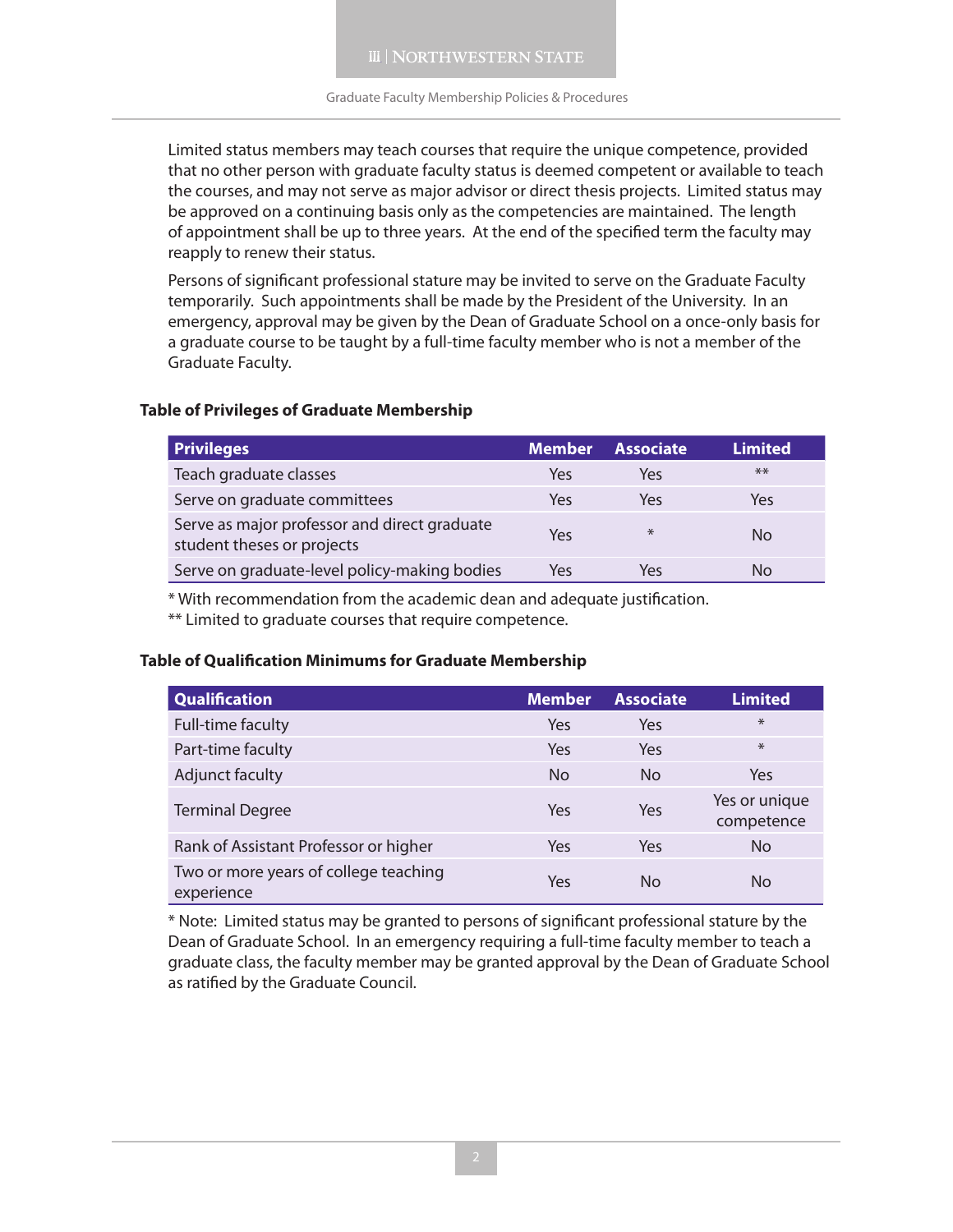Limited status members may teach courses that require the unique competence, provided that no other person with graduate faculty status is deemed competent or available to teach the courses, and may not serve as major advisor or direct thesis projects. Limited status may be approved on a continuing basis only as the competencies are maintained. The length of appointment shall be up to three years. At the end of the specified term the faculty may reapply to renew their status.

Persons of significant professional stature may be invited to serve on the Graduate Faculty temporarily. Such appointments shall be made by the President of the University. In an emergency, approval may be given by the Dean of Graduate School on a once-only basis for a graduate course to be taught by a full-time faculty member who is not a member of the Graduate Faculty.

**Table of Privileges of Graduate Membership**

| Privileges | Member | Associate | Limited |
|---|---|---|---|
| Teach graduate classes | Yes | Yes | ** |
| Serve on graduate committees | Yes | Yes | Yes |
| Serve as major professor and direct graduate student theses or projects | Yes | * | No |
| Serve on graduate-level policy-making bodies | Yes | Yes | No |

* With recommendation from the academic dean and adequate justification.
** Limited to graduate courses that require competence.

**Table of Qualification Minimums for Graduate Membership**

| Qualification | Member | Associate | Limited |
|---|---|---|---|
| Full-time faculty | Yes | Yes | * |
| Part-time faculty | Yes | Yes | * |
| Adjunct faculty | No | No | Yes |
| Terminal Degree | Yes | Yes | Yes or unique competence |
| Rank of Assistant Professor or higher | Yes | Yes | No |
| Two or more years of college teaching experience | Yes | No | No |

* Note: Limited status may be granted to persons of significant professional stature by the Dean of Graduate School. In an emergency requiring a full-time faculty member to teach a graduate class, the faculty member may be granted approval by the Dean of Graduate School as ratified by the Graduate Council.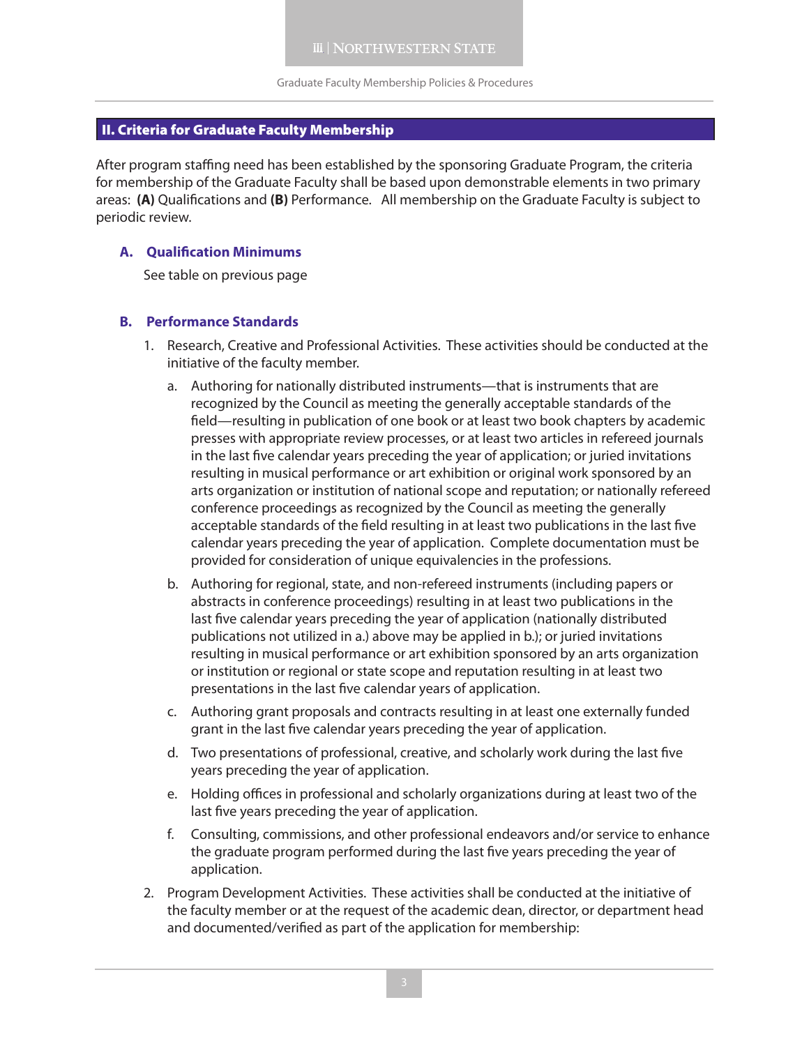## II. Criteria for Graduate Faculty Membership

After program staffing need has been established by the sponsoring Graduate Program, the criteria for membership of the Graduate Faculty shall be based upon demonstrable elements in two primary areas: **(A)** Qualifications and **(B)** Performance. All membership on the Graduate Faculty is subject to periodic review.

### A. Qualification Minimums

See table on previous page

### B. Performance Standards

1. Research, Creative and Professional Activities. These activities should be conducted at the initiative of the faculty member.
   a. Authoring for nationally distributed instruments—that is instruments that are recognized by the Council as meeting the generally acceptable standards of the field—resulting in publication of one book or at least two book chapters by academic presses with appropriate review processes, or at least two articles in refereed journals in the last five calendar years preceding the year of application; or juried invitations resulting in musical performance or art exhibition or original work sponsored by an arts organization or institution of national scope and reputation; or nationally refereed conference proceedings as recognized by the Council as meeting the generally acceptable standards of the field resulting in at least two publications in the last five calendar years preceding the year of application. Complete documentation must be provided for consideration of unique equivalencies in the professions.
   b. Authoring for regional, state, and non-refereed instruments (including papers or abstracts in conference proceedings) resulting in at least two publications in the last five calendar years preceding the year of application (nationally distributed publications not utilized in a.) above may be applied in b.); or juried invitations resulting in musical performance or art exhibition sponsored by an arts organization or institution or regional or state scope and reputation resulting in at least two presentations in the last five calendar years of application.
   c. Authoring grant proposals and contracts resulting in at least one externally funded grant in the last five calendar years preceding the year of application.
   d. Two presentations of professional, creative, and scholarly work during the last five years preceding the year of application.
   e. Holding offices in professional and scholarly organizations during at least two of the last five years preceding the year of application.
   f. Consulting, commissions, and other professional endeavors and/or service to enhance the graduate program performed during the last five years preceding the year of application.
2. Program Development Activities. These activities shall be conducted at the initiative of the faculty member or at the request of the academic dean, director, or department head and documented/verified as part of the application for membership: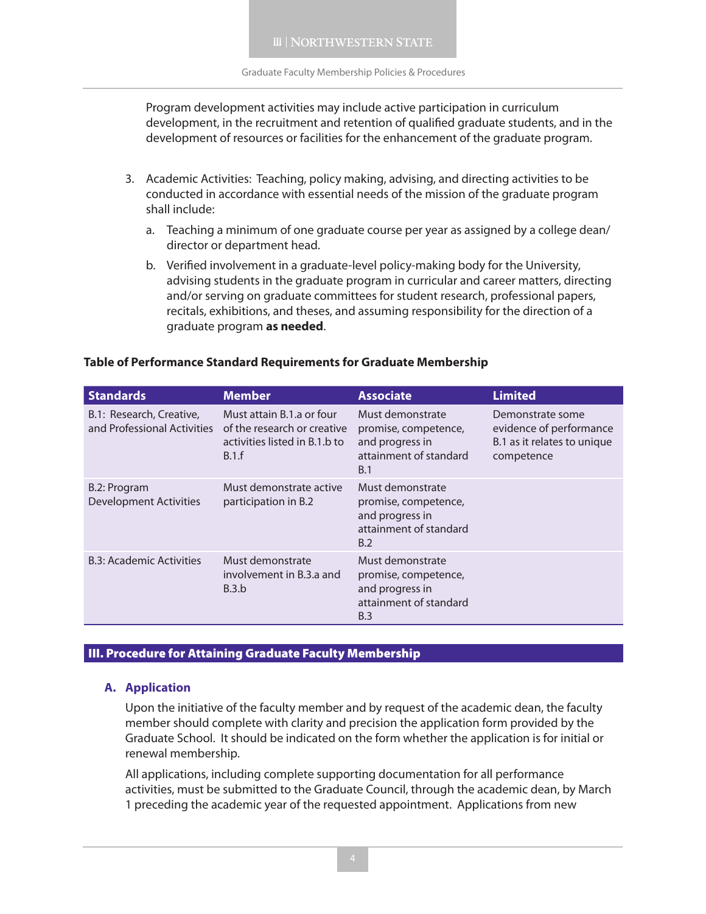Program development activities may include active participation in curriculum development, in the recruitment and retention of qualified graduate students, and in the development of resources or facilities for the enhancement of the graduate program.

3. Academic Activities: Teaching, policy making, advising, and directing activities to be conducted in accordance with essential needs of the mission of the graduate program shall include:

   a. Teaching a minimum of one graduate course per year as assigned by a college dean/ director or department head.

   b. Verified involvement in a graduate-level policy-making body for the University, advising students in the graduate program in curricular and career matters, directing and/or serving on graduate committees for student research, professional papers, recitals, exhibitions, and theses, and assuming responsibility for the direction of a graduate program **as needed**.

**Table of Performance Standard Requirements for Graduate Membership**

| Standards | Member | Associate | Limited |
|---|---|---|---|
| B.1: Research, Creative, and Professional Activities | Must attain B.1.a or four of the research or creative activities listed in B.1.b to B.1.f | Must demonstrate promise, competence, and progress in attainment of standard B.1 | Demonstrate some evidence of performance B.1 as it relates to unique competence |
| B.2: Program Development Activities | Must demonstrate active participation in B.2 | Must demonstrate promise, competence, and progress in attainment of standard B.2 | |
| B.3: Academic Activities | Must demonstrate involvement in B.3.a and B.3.b | Must demonstrate promise, competence, and progress in attainment of standard B.3 | |

## III. Procedure for Attaining Graduate Faculty Membership

### A. Application

Upon the initiative of the faculty member and by request of the academic dean, the faculty member should complete with clarity and precision the application form provided by the Graduate School. It should be indicated on the form whether the application is for initial or renewal membership.

All applications, including complete supporting documentation for all performance activities, must be submitted to the Graduate Council, through the academic dean, by March 1 preceding the academic year of the requested appointment. Applications from new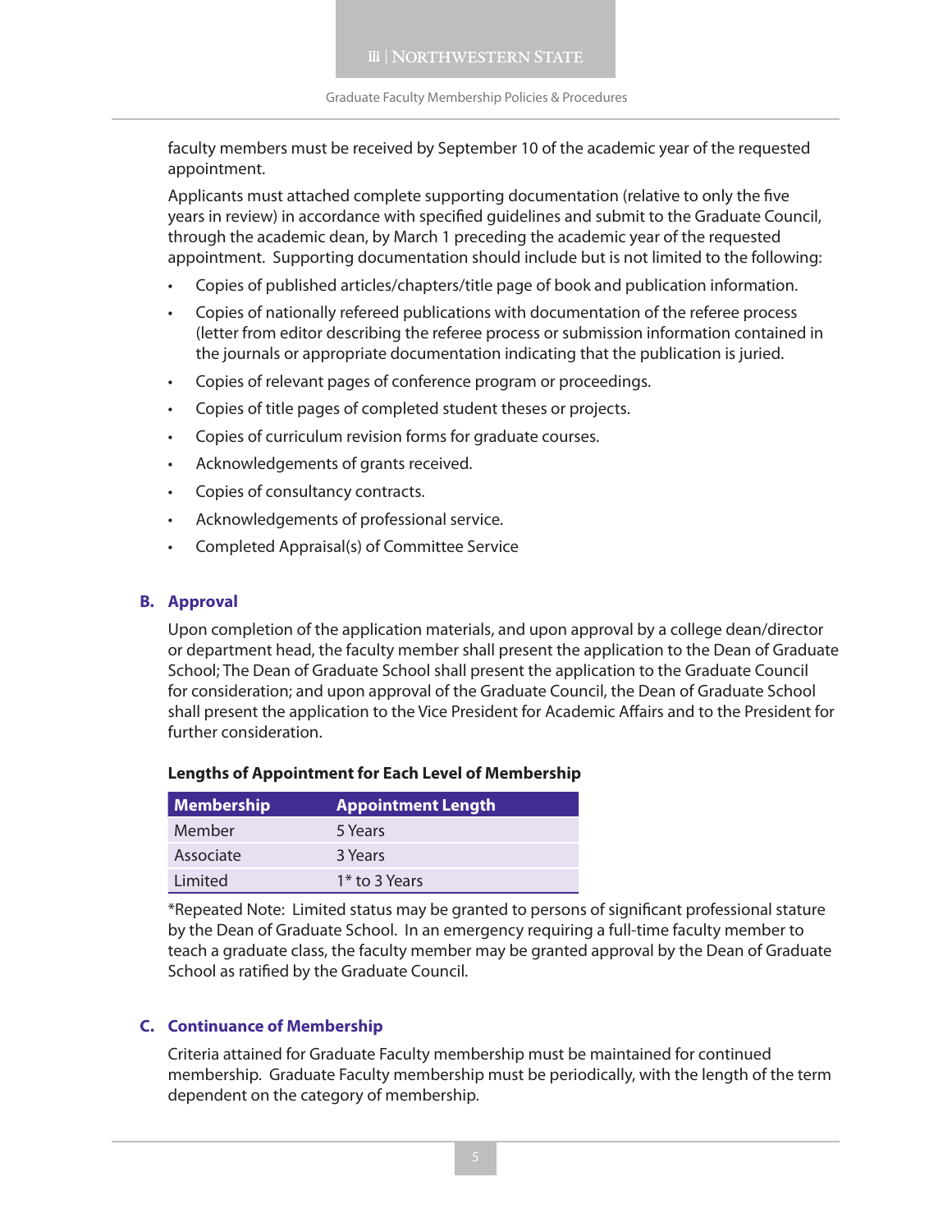faculty members must be received by September 10 of the academic year of the requested appointment.

Applicants must attached complete supporting documentation (relative to only the five years in review) in accordance with specified guidelines and submit to the Graduate Council, through the academic dean, by March 1 preceding the academic year of the requested appointment. Supporting documentation should include but is not limited to the following:

- Copies of published articles/chapters/title page of book and publication information.
- Copies of nationally refereed publications with documentation of the referee process (letter from editor describing the referee process or submission information contained in the journals or appropriate documentation indicating that the publication is juried.
- Copies of relevant pages of conference program or proceedings.
- Copies of title pages of completed student theses or projects.
- Copies of curriculum revision forms for graduate courses.
- Acknowledgements of grants received.
- Copies of consultancy contracts.
- Acknowledgements of professional service.
- Completed Appraisal(s) of Committee Service

## B. Approval

Upon completion of the application materials, and upon approval by a college dean/director or department head, the faculty member shall present the application to the Dean of Graduate School; The Dean of Graduate School shall present the application to the Graduate Council for consideration; and upon approval of the Graduate Council, the Dean of Graduate School shall present the application to the Vice President for Academic Affairs and to the President for further consideration.

**Lengths of Appointment for Each Level of Membership**

| Membership | Appointment Length |
|---|---|
| Member | 5 Years |
| Associate | 3 Years |
| Limited | 1* to 3 Years |

*Repeated Note: Limited status may be granted to persons of significant professional stature by the Dean of Graduate School. In an emergency requiring a full-time faculty member to teach a graduate class, the faculty member may be granted approval by the Dean of Graduate School as ratified by the Graduate Council.

## C. Continuance of Membership

Criteria attained for Graduate Faculty membership must be maintained for continued membership. Graduate Faculty membership must be periodically, with the length of the term dependent on the category of membership.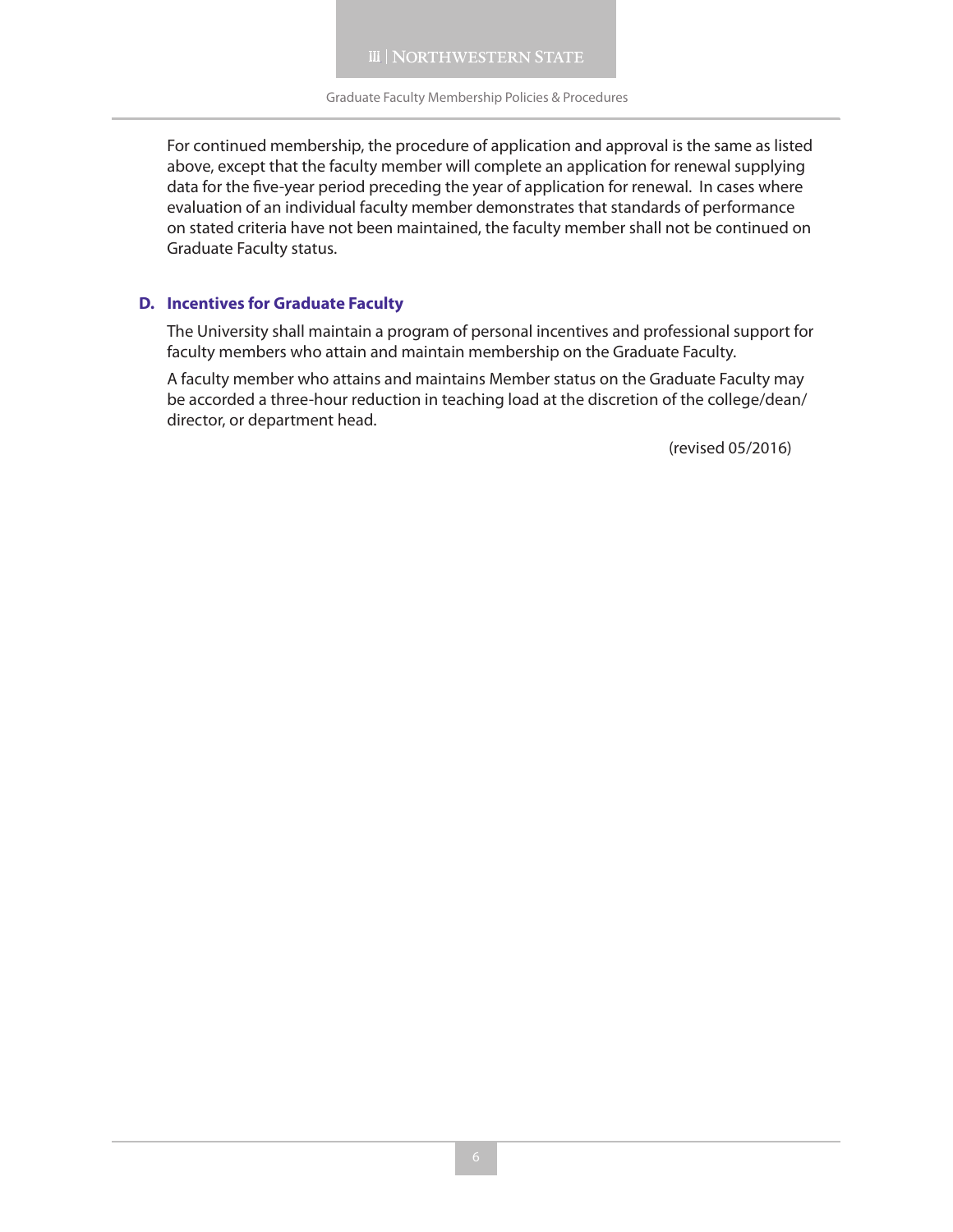For continued membership, the procedure of application and approval is the same as listed above, except that the faculty member will complete an application for renewal supplying data for the five-year period preceding the year of application for renewal. In cases where evaluation of an individual faculty member demonstrates that standards of performance on stated criteria have not been maintained, the faculty member shall not be continued on Graduate Faculty status.

### D. Incentives for Graduate Faculty

The University shall maintain a program of personal incentives and professional support for faculty members who attain and maintain membership on the Graduate Faculty.

A faculty member who attains and maintains Member status on the Graduate Faculty may be accorded a three-hour reduction in teaching load at the discretion of the college/dean/director, or department head.

(revised 05/2016)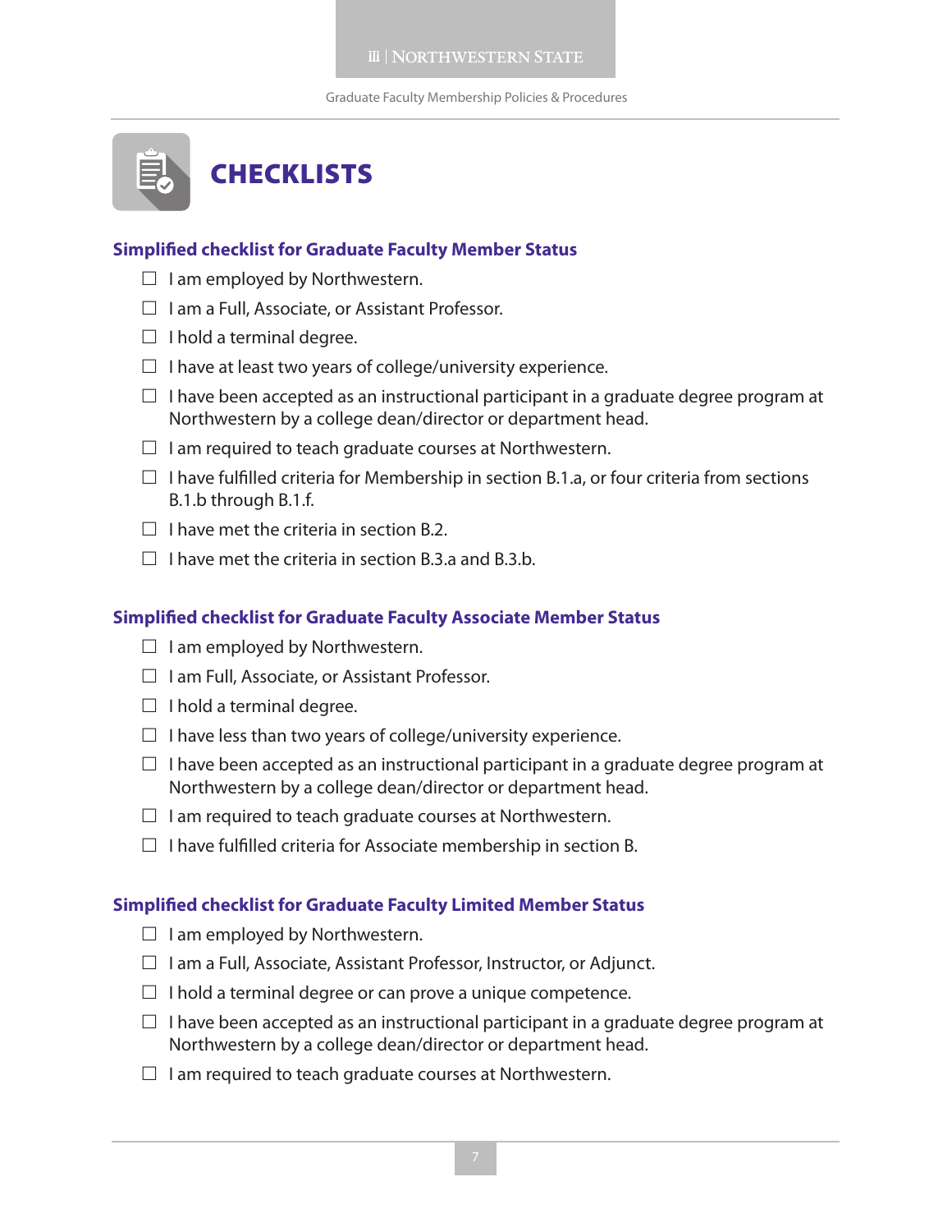# CHECKLISTS

### Simplified checklist for Graduate Faculty Member Status

- ☐ I am employed by Northwestern.
- ☐ I am a Full, Associate, or Assistant Professor.
- ☐ I hold a terminal degree.
- ☐ I have at least two years of college/university experience.
- ☐ I have been accepted as an instructional participant in a graduate degree program at Northwestern by a college dean/director or department head.
- ☐ I am required to teach graduate courses at Northwestern.
- ☐ I have fulfilled criteria for Membership in section B.1.a, or four criteria from sections B.1.b through B.1.f.
- ☐ I have met the criteria in section B.2.
- ☐ I have met the criteria in section B.3.a and B.3.b.

### Simplified checklist for Graduate Faculty Associate Member Status

- ☐ I am employed by Northwestern.
- ☐ I am Full, Associate, or Assistant Professor.
- ☐ I hold a terminal degree.
- ☐ I have less than two years of college/university experience.
- ☐ I have been accepted as an instructional participant in a graduate degree program at Northwestern by a college dean/director or department head.
- ☐ I am required to teach graduate courses at Northwestern.
- ☐ I have fulfilled criteria for Associate membership in section B.

### Simplified checklist for Graduate Faculty Limited Member Status

- ☐ I am employed by Northwestern.
- ☐ I am a Full, Associate, Assistant Professor, Instructor, or Adjunct.
- ☐ I hold a terminal degree or can prove a unique competence.
- ☐ I have been accepted as an instructional participant in a graduate degree program at Northwestern by a college dean/director or department head.
- ☐ I am required to teach graduate courses at Northwestern.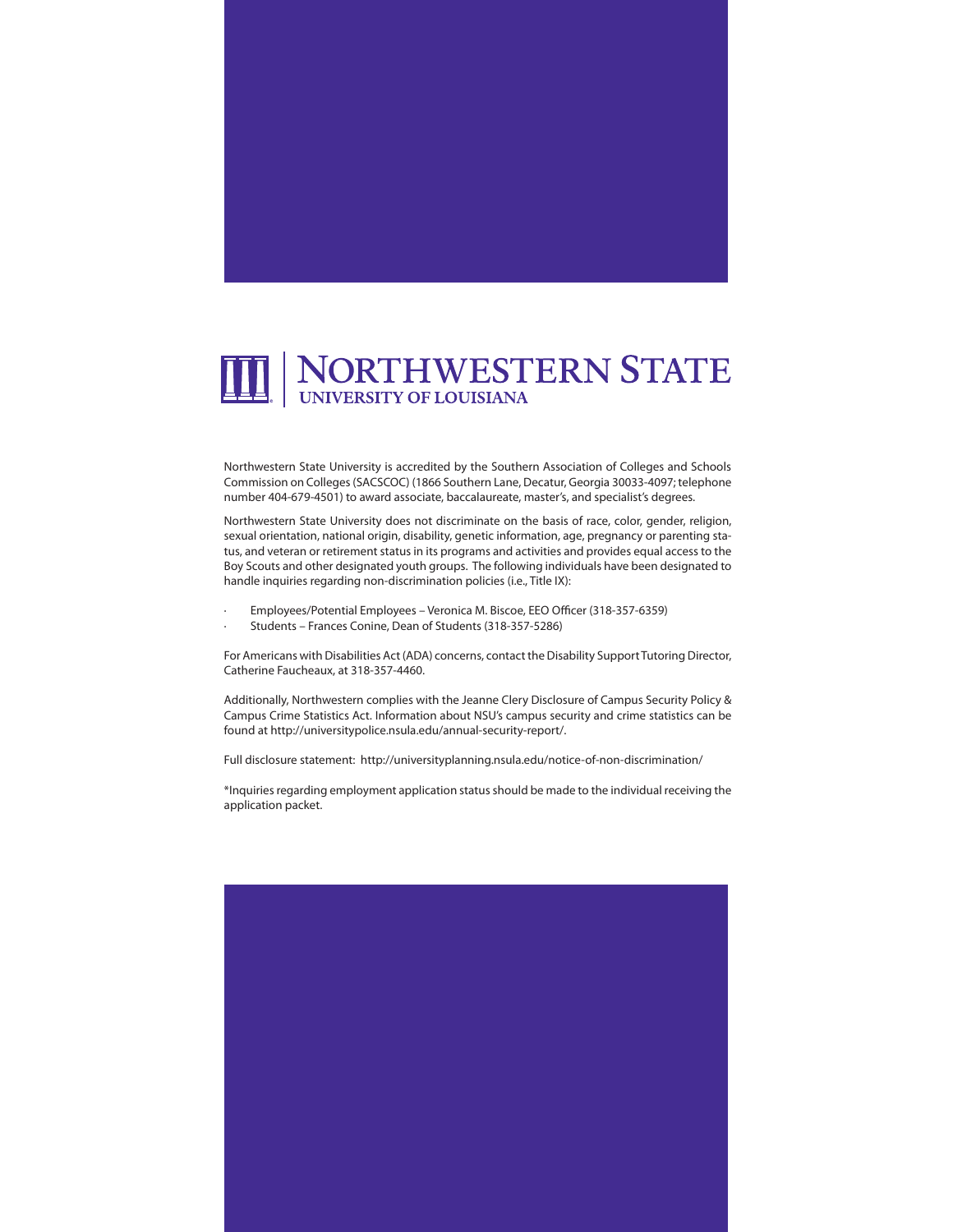# NORTHWESTERN STATE
## UNIVERSITY OF LOUISIANA

Northwestern State University is accredited by the Southern Association of Colleges and Schools Commission on Colleges (SACSCOC) (1866 Southern Lane, Decatur, Georgia 30033-4097; telephone number 404-679-4501) to award associate, baccalaureate, master's, and specialist's degrees.

Northwestern State University does not discriminate on the basis of race, color, gender, religion, sexual orientation, national origin, disability, genetic information, age, pregnancy or parenting status, and veteran or retirement status in its programs and activities and provides equal access to the Boy Scouts and other designated youth groups. The following individuals have been designated to handle inquiries regarding non-discrimination policies (i.e., Title IX):

- Employees/Potential Employees – Veronica M. Biscoe, EEO Officer (318-357-6359)
- Students – Frances Conine, Dean of Students (318-357-5286)

For Americans with Disabilities Act (ADA) concerns, contact the Disability Support Tutoring Director, Catherine Faucheaux, at 318-357-4460.

Additionally, Northwestern complies with the Jeanne Clery Disclosure of Campus Security Policy & Campus Crime Statistics Act. Information about NSU's campus security and crime statistics can be found at http://universitypolice.nsula.edu/annual-security-report/.

Full disclosure statement: http://universityplanning.nsula.edu/notice-of-non-discrimination/

*Inquiries regarding employment application status should be made to the individual receiving the application packet.